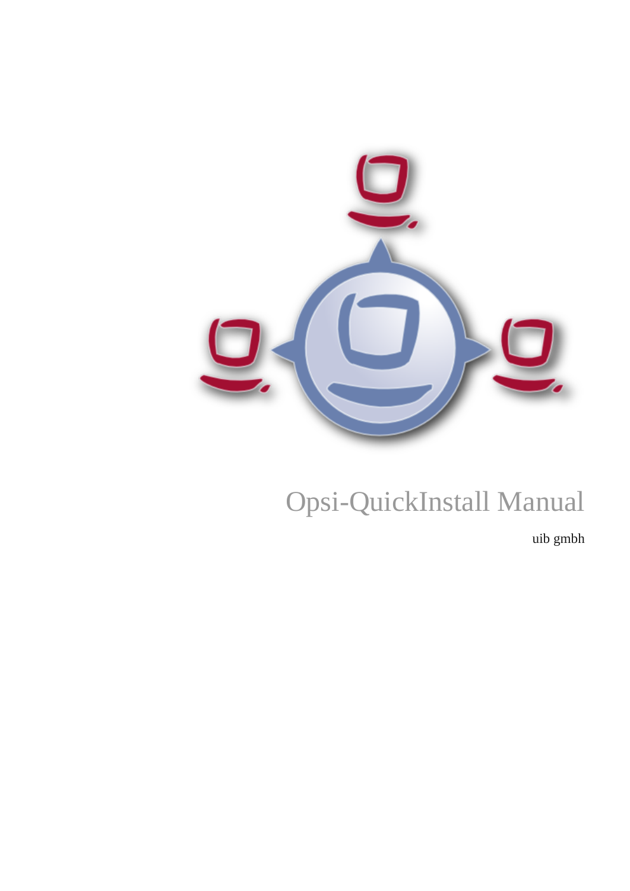# Opsi-QuickInstall Manual

uib gmbh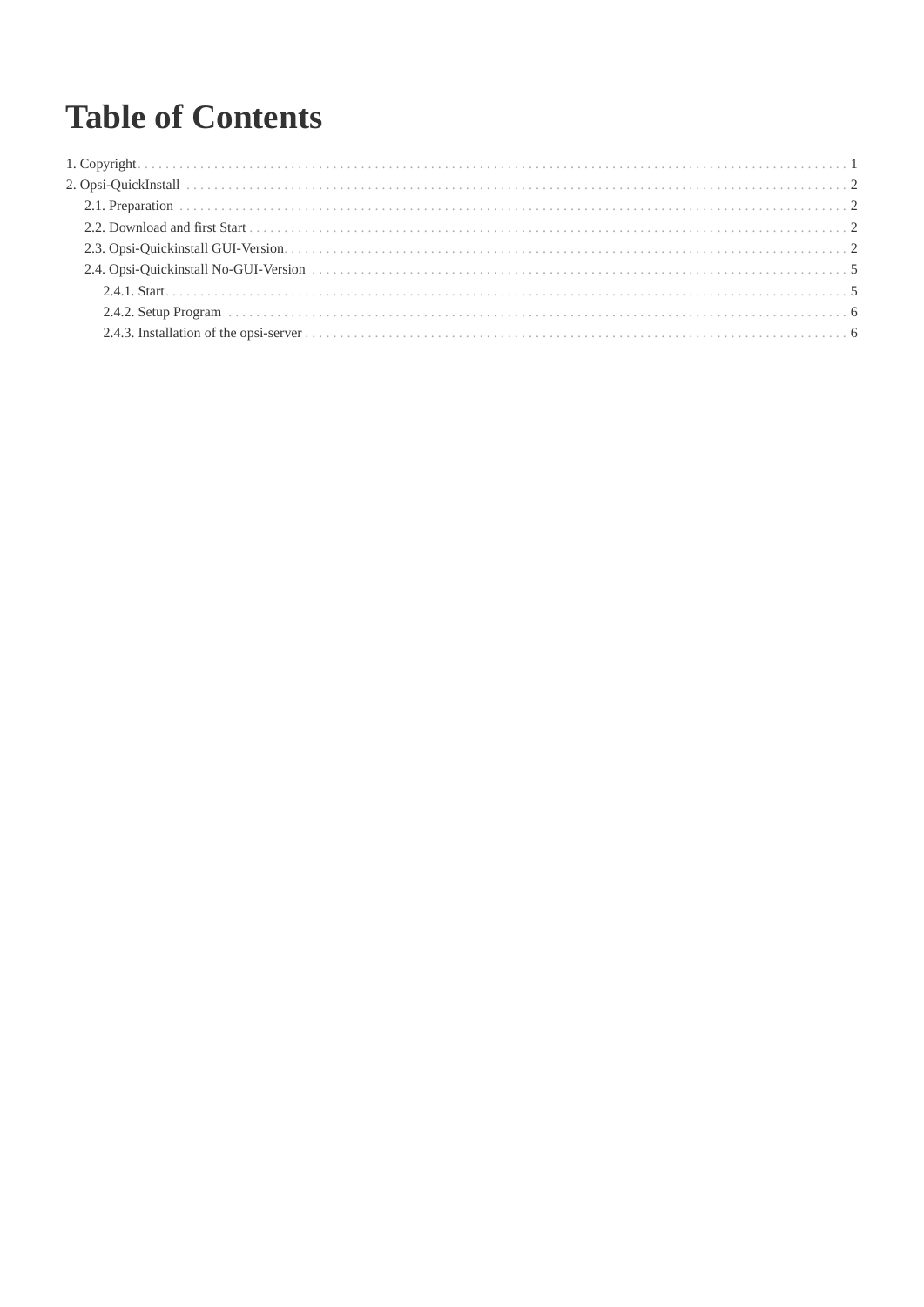# Table of Contents

- 1. Copyright . . . 1
- 2. Opsi-QuickInstall . . . 2
  - 2.1. Preparation . . . 2
  - 2.2. Download and first Start . . . 2
  - 2.3. Opsi-Quickinstall GUI-Version . . . 2
  - 2.4. Opsi-Quickinstall No-GUI-Version . . . 5
    - 2.4.1. Start . . . 5
    - 2.4.2. Setup Program . . . 6
    - 2.4.3. Installation of the opsi-server . . . 6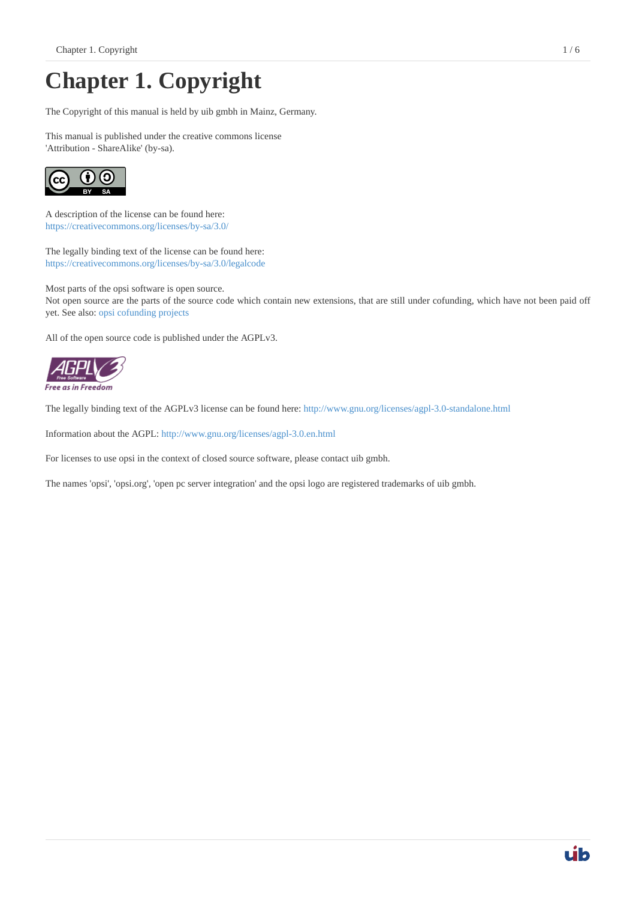# Chapter 1. Copyright

The Copyright of this manual is held by uib gmbh in Mainz, Germany.

This manual is published under the creative commons license
'Attribution - ShareAlike' (by-sa).

A description of the license can be found here:
https://creativecommons.org/licenses/by-sa/3.0/

The legally binding text of the license can be found here:
https://creativecommons.org/licenses/by-sa/3.0/legalcode

Most parts of the opsi software is open source.
Not open source are the parts of the source code which contain new extensions, that are still under cofunding, which have not been paid off yet. See also: opsi cofunding projects

All of the open source code is published under the AGPLv3.

The legally binding text of the AGPLv3 license can be found here: http://www.gnu.org/licenses/agpl-3.0-standalone.html

Information about the AGPL: http://www.gnu.org/licenses/agpl-3.0.en.html

For licenses to use opsi in the context of closed source software, please contact uib gmbh.

The names 'opsi', 'opsi.org', 'open pc server integration' and the opsi logo are registered trademarks of uib gmbh.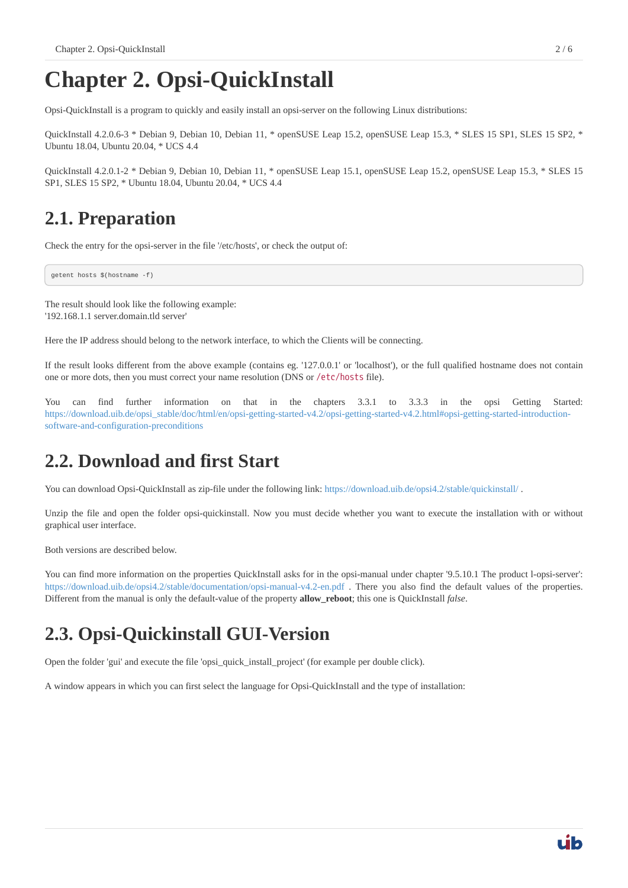# Chapter 2. Opsi-QuickInstall

Opsi-QuickInstall is a program to quickly and easily install an opsi-server on the following Linux distributions:

QuickInstall 4.2.0.6-3 * Debian 9, Debian 10, Debian 11, * openSUSE Leap 15.2, openSUSE Leap 15.3, * SLES 15 SP1, SLES 15 SP2, * Ubuntu 18.04, Ubuntu 20.04, * UCS 4.4

QuickInstall 4.2.0.1-2 * Debian 9, Debian 10, Debian 11, * openSUSE Leap 15.1, openSUSE Leap 15.2, openSUSE Leap 15.3, * SLES 15 SP1, SLES 15 SP2, * Ubuntu 18.04, Ubuntu 20.04, * UCS 4.4

## 2.1. Preparation

Check the entry for the opsi-server in the file '/etc/hosts', or check the output of:

```
getent hosts $(hostname -f)
```

The result should look like the following example:
'192.168.1.1 server.domain.tld server'

Here the IP address should belong to the network interface, to which the Clients will be connecting.

If the result looks different from the above example (contains eg. '127.0.0.1' or 'localhost'), or the full qualified hostname does not contain one or more dots, then you must correct your name resolution (DNS or `/etc/hosts` file).

You can find further information on that in the chapters 3.3.1 to 3.3.3 in the opsi Getting Started: https://download.uib.de/opsi_stable/doc/html/en/opsi-getting-started-v4.2/opsi-getting-started-v4.2.html#opsi-getting-started-introduction-software-and-configuration-preconditions

## 2.2. Download and first Start

You can download Opsi-QuickInstall as zip-file under the following link: https://download.uib.de/opsi4.2/stable/quickinstall/ .

Unzip the file and open the folder opsi-quickinstall. Now you must decide whether you want to execute the installation with or without graphical user interface.

Both versions are described below.

You can find more information on the properties QuickInstall asks for in the opsi-manual under chapter '9.5.10.1 The product l-opsi-server': https://download.uib.de/opsi4.2/stable/documentation/opsi-manual-v4.2-en.pdf . There you also find the default values of the properties. Different from the manual is only the default-value of the property **allow_reboot**; this one is QuickInstall *false*.

## 2.3. Opsi-Quickinstall GUI-Version

Open the folder 'gui' and execute the file 'opsi_quick_install_project' (for example per double click).

A window appears in which you can first select the language for Opsi-QuickInstall and the type of installation: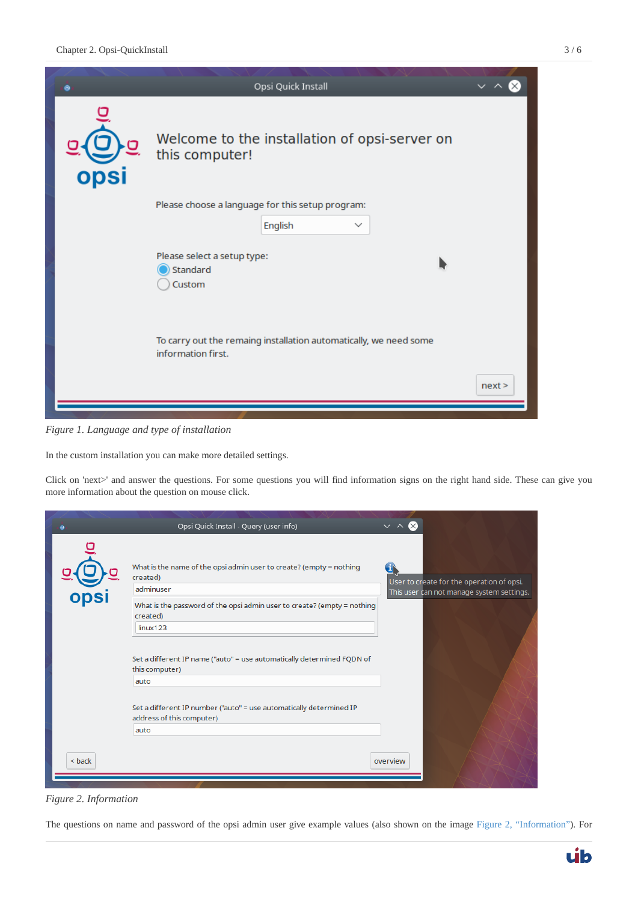*Figure 1. Language and type of installation*

In the custom installation you can make more detailed settings.

Click on 'next>' and answer the questions. For some questions you will find information signs on the right hand side. These can give you more information about the question on mouse click.

*Figure 2. Information*

The questions on name and password of the opsi admin user give example values (also shown on the image Figure 2, “Information”). For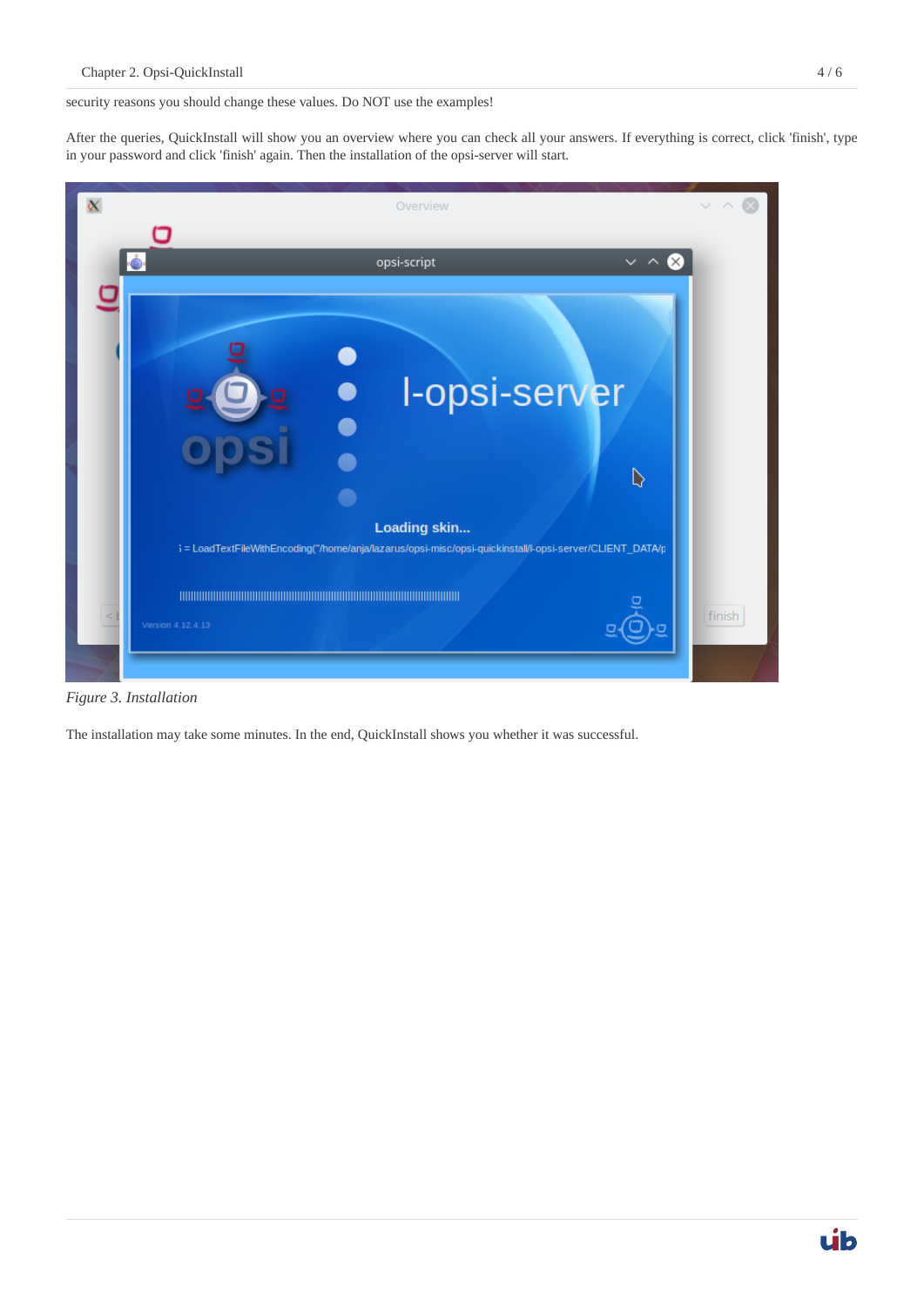security reasons you should change these values. Do NOT use the examples!

After the queries, QuickInstall will show you an overview where you can check all your answers. If everything is correct, click 'finish', type in your password and click 'finish' again. Then the installation of the opsi-server will start.

*Figure 3. Installation*

The installation may take some minutes. In the end, QuickInstall shows you whether it was successful.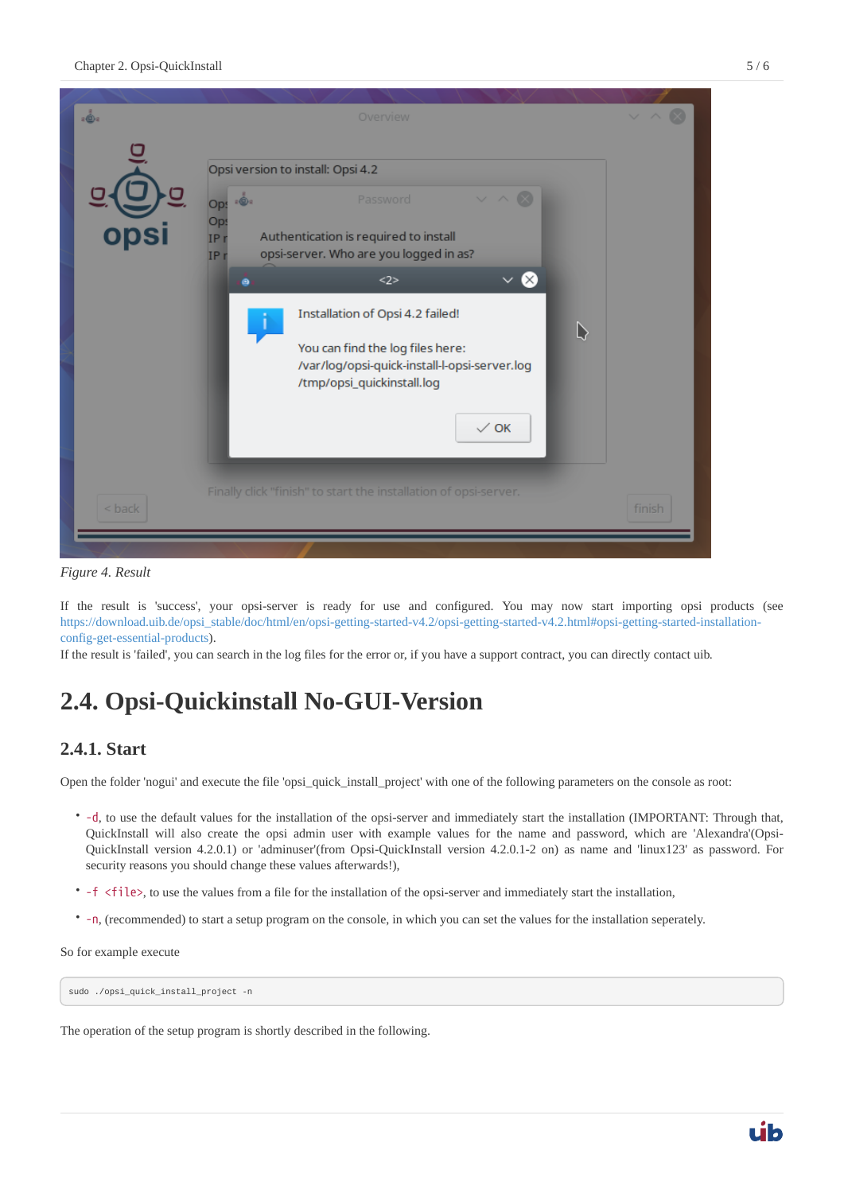*Figure 4. Result*

If the result is 'success', your opsi-server is ready for use and configured. You may now start importing opsi products (see https://download.uib.de/opsi_stable/doc/html/en/opsi-getting-started-v4.2/opsi-getting-started-v4.2.html#opsi-getting-started-installation-config-get-essential-products).
If the result is 'failed', you can search in the log files for the error or, if you have a support contract, you can directly contact uib.

## 2.4. Opsi-Quickinstall No-GUI-Version

### 2.4.1. Start

Open the folder 'nogui' and execute the file 'opsi_quick_install_project' with one of the following parameters on the console as root:

- `-d`, to use the default values for the installation of the opsi-server and immediately start the installation (IMPORTANT: Through that, QuickInstall will also create the opsi admin user with example values for the name and password, which are 'Alexandra'(Opsi-QuickInstall version 4.2.0.1) or 'adminuser'(from Opsi-QuickInstall version 4.2.0.1-2 on) as name and 'linux123' as password. For security reasons you should change these values afterwards!),
- `-f <file>`, to use the values from a file for the installation of the opsi-server and immediately start the installation,
- `-n`, (recommended) to start a setup program on the console, in which you can set the values for the installation seperately.

So for example execute

```
sudo ./opsi_quick_install_project -n
```

The operation of the setup program is shortly described in the following.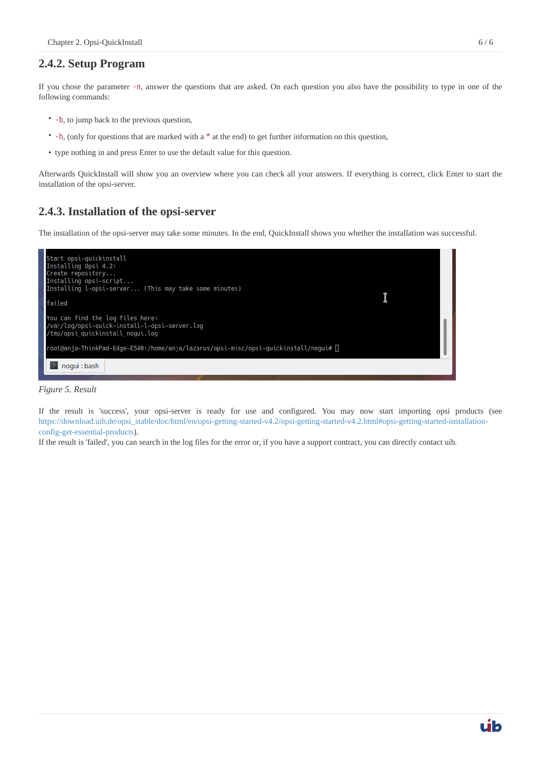### 2.4.2. Setup Program

If you chose the parameter `-n`, answer the questions that are asked. On each question you also have the possibility to type in one of the following commands:

- `-b`, to jump back to the previous question,
- `-h`, (only for questions that are marked with a `*` at the end) to get further information on this question,
- type nothing in and press Enter to use the default value for this question.

Afterwards QuickInstall will show you an overview where you can check all your answers. If everything is correct, click Enter to start the installation of the opsi-server.

### 2.4.3. Installation of the opsi-server

The installation of the opsi-server may take some minutes. In the end, QuickInstall shows you whether the installation was successful.

```
Start opsi-quickinstall
Installing Opsi 4.2:
Create repository...
Installing opsi-script...
Installing l-opsi-server... (This may take some minutes)

failed

You can find the log files here:
/var/log/opsi-quick-install-l-opsi-server.log
/tmp/opsi_quickinstall_nogui.log

root@anja-ThinkPad-Edge-E540:/home/anja/lazarus/opsi-misc/opsi-quickinstall/nogui#
```

nogui : bash

*Figure 5. Result*

If the result is 'success', your opsi-server is ready for use and configured. You may now start importing opsi products (see https://download.uib.de/opsi_stable/doc/html/en/opsi-getting-started-v4.2/opsi-getting-started-v4.2.html#opsi-getting-started-installation-config-get-essential-products).
If the result is 'failed', you can search in the log files for the error or, if you have a support contract, you can directly contact uib.